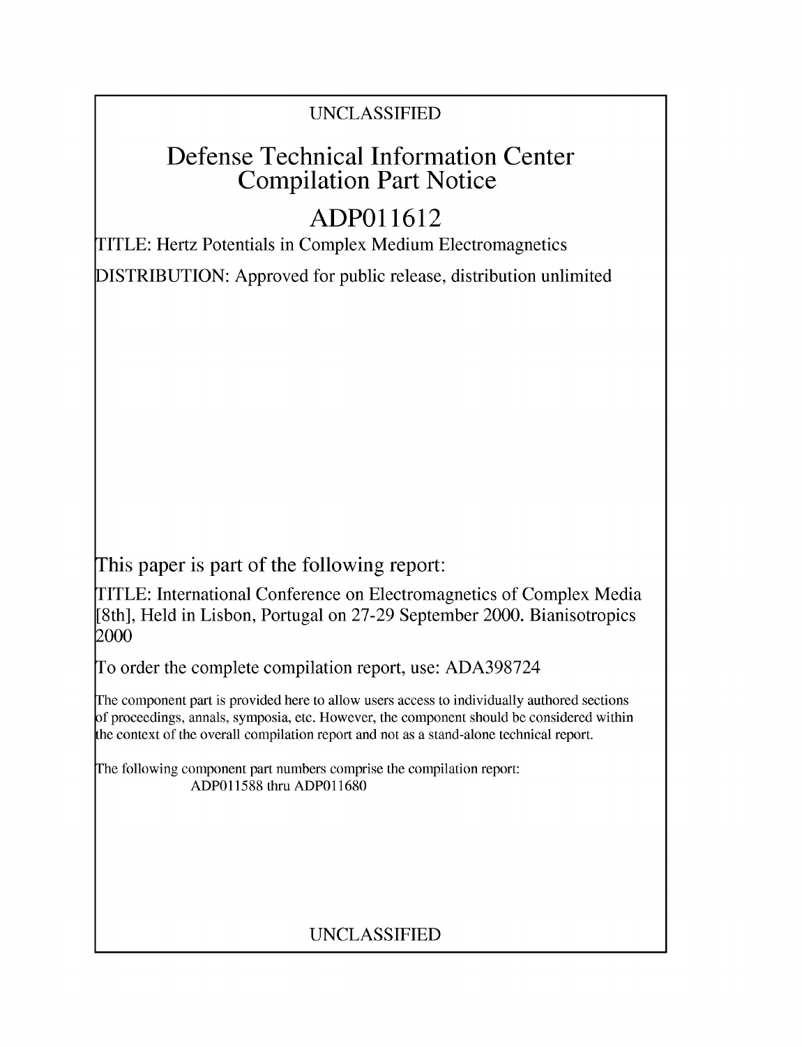UNCLASSIFIED

# Defense Technical Information Center Compilation Part Notice

# ADP011612

TITLE: Hertz Potentials in Complex Medium Electromagnetics

DISTRIBUTION: Approved for public release, distribution unlimited

This paper is part of the following report:

TITLE: International Conference on Electromagnetics of Complex Media [8th], Held in Lisbon, Portugal on 27-29 September 2000. Bianisotropics 2000

To order the complete compilation report, use: ADA398724

The component part is provided here to allow users access to individually authored sections of proceedings, annals, symposia, etc. However, the component should be considered within the context of the overall compilation report and not as a stand-alone technical report.

The following component part numbers comprise the compilation report:
ADP011588 thru ADP011680

UNCLASSIFIED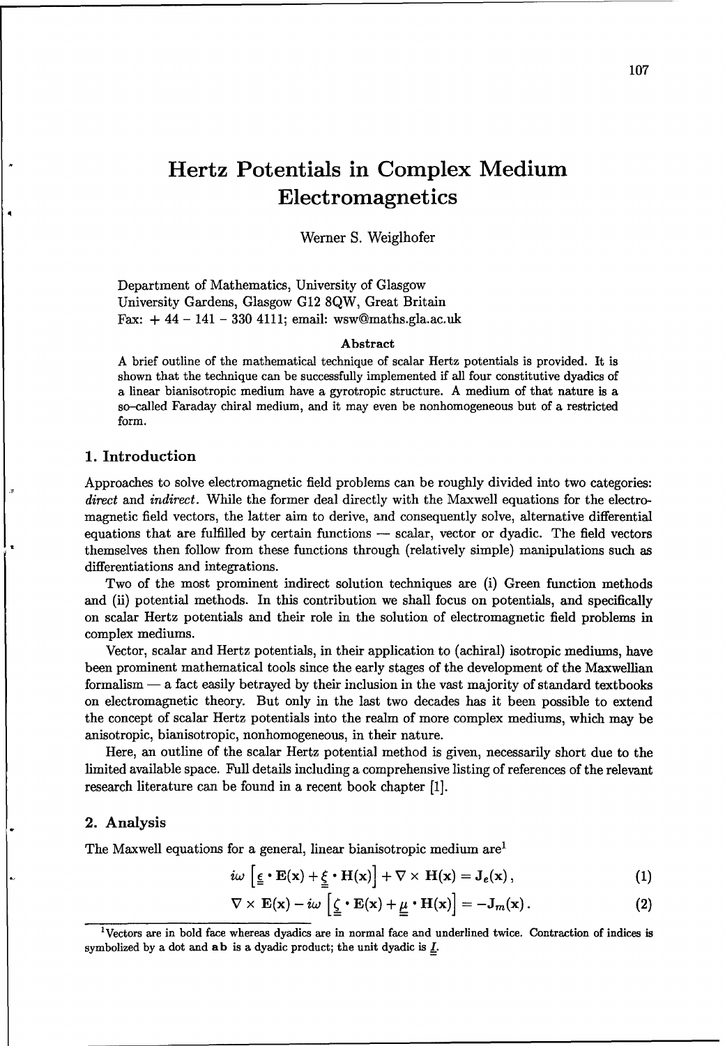# Hertz Potentials in Complex Medium Electromagnetics

Werner S. Weiglhofer

Department of Mathematics, University of Glasgow
University Gardens, Glasgow G12 8QW, Great Britain
Fax: + 44 – 141 – 330 4111; email: wsw@maths.gla.ac.uk

**Abstract**

A brief outline of the mathematical technique of scalar Hertz potentials is provided. It is shown that the technique can be successfully implemented if all four constitutive dyadics of a linear bianisotropic medium have a gyrotropic structure. A medium of that nature is a so-called Faraday chiral medium, and it may even be nonhomogeneous but of a restricted form.

## 1. Introduction

Approaches to solve electromagnetic field problems can be roughly divided into two categories: *direct* and *indirect*. While the former deal directly with the Maxwell equations for the electromagnetic field vectors, the latter aim to derive, and consequently solve, alternative differential equations that are fulfilled by certain functions — scalar, vector or dyadic. The field vectors themselves then follow from these functions through (relatively simple) manipulations such as differentiations and integrations.

Two of the most prominent indirect solution techniques are (i) Green function methods and (ii) potential methods. In this contribution we shall focus on potentials, and specifically on scalar Hertz potentials and their role in the solution of electromagnetic field problems in complex mediums.

Vector, scalar and Hertz potentials, in their application to (achiral) isotropic mediums, have been prominent mathematical tools since the early stages of the development of the Maxwellian formalism — a fact easily betrayed by their inclusion in the vast majority of standard textbooks on electromagnetic theory. But only in the last two decades has it been possible to extend the concept of scalar Hertz potentials into the realm of more complex mediums, which may be anisotropic, bianisotropic, nonhomogeneous, in their nature.

Here, an outline of the scalar Hertz potential method is given, necessarily short due to the limited available space. Full details including a comprehensive listing of references of the relevant research literature can be found in a recent book chapter [1].

## 2. Analysis

The Maxwell equations for a general, linear bianisotropic medium are[1]

$$i\omega\left[\underline{\underline{\epsilon}}\cdot\mathbf{E}(\mathbf{x})+\underline{\underline{\xi}}\cdot\mathbf{H}(\mathbf{x})\right]+\nabla\times\mathbf{H}(\mathbf{x})=\mathbf{J}_e(\mathbf{x})\,, \tag{1}$$

$$\nabla\times\mathbf{E}(\mathbf{x})-i\omega\left[\underline{\underline{\zeta}}\cdot\mathbf{E}(\mathbf{x})+\underline{\underline{\mu}}\cdot\mathbf{H}(\mathbf{x})\right]=-\mathbf{J}_m(\mathbf{x})\,. \tag{2}$$

[1] Vectors are in bold face whereas dyadics are in normal face and underlined twice. Contraction of indices is symbolized by a dot and $\mathbf{a}\,\mathbf{b}$ is a dyadic product; the unit dyadic is $\underline{\underline{I}}$.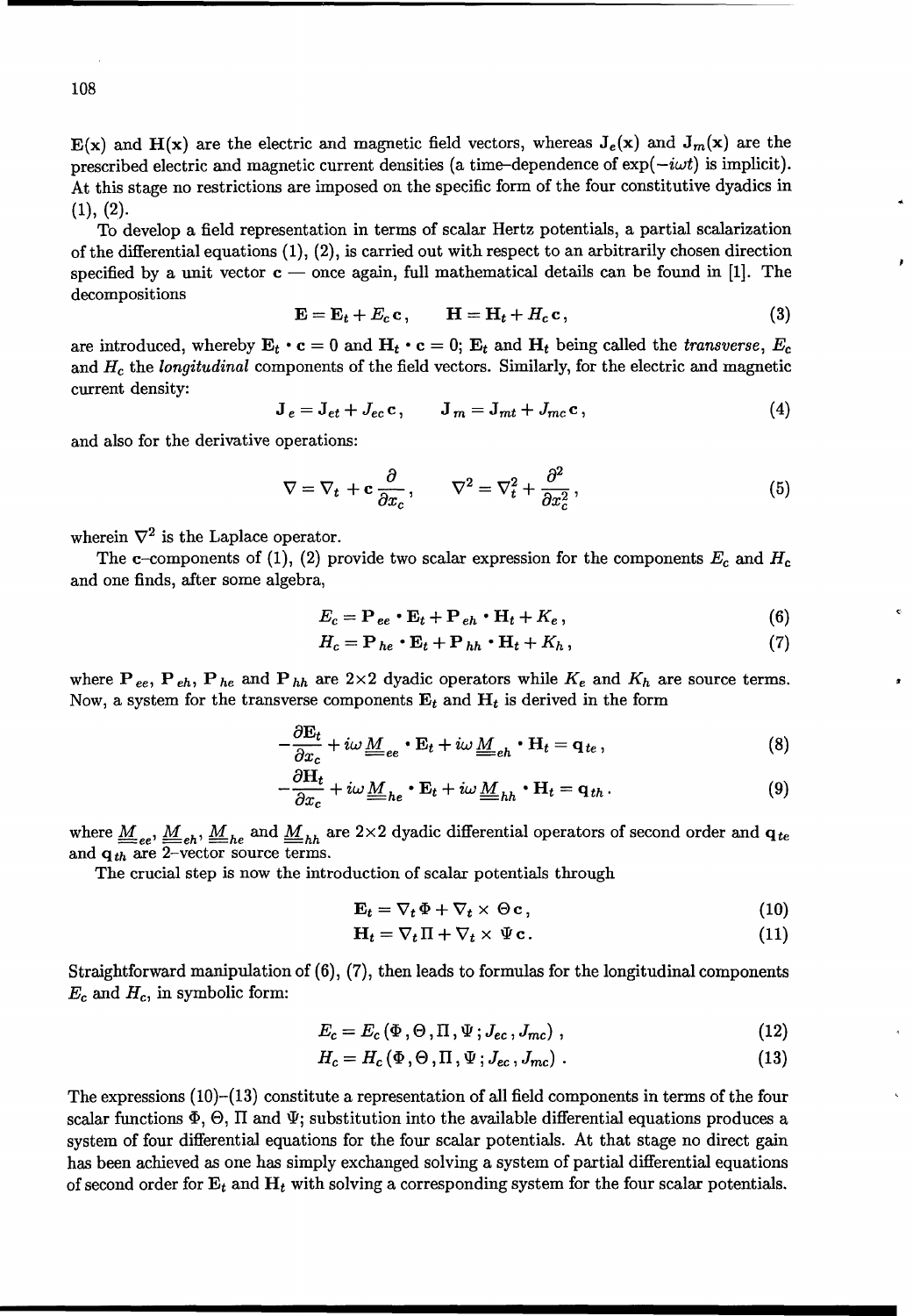$\mathbf{E}(\mathbf{x})$ and $\mathbf{H}(\mathbf{x})$ are the electric and magnetic field vectors, whereas $\mathbf{J}_e(\mathbf{x})$ and $\mathbf{J}_m(\mathbf{x})$ are the prescribed electric and magnetic current densities (a time–dependence of $\exp(-i\omega t)$ is implicit). At this stage no restrictions are imposed on the specific form of the four constitutive dyadics in (1), (2).

To develop a field representation in terms of scalar Hertz potentials, a partial scalarization of the differential equations (1), (2), is carried out with respect to an arbitrarily chosen direction specified by a unit vector $\mathbf{c}$ — once again, full mathematical details can be found in [1]. The decompositions

$$\mathbf{E} = \mathbf{E}_t + E_c\,\mathbf{c}\,, \qquad \mathbf{H} = \mathbf{H}_t + H_c\,\mathbf{c}\,, \tag{3}$$

are introduced, whereby $\mathbf{E}_t \cdot \mathbf{c} = 0$ and $\mathbf{H}_t \cdot \mathbf{c} = 0$; $\mathbf{E}_t$ and $\mathbf{H}_t$ being called the *transverse*, $E_c$ and $H_c$ the *longitudinal* components of the field vectors. Similarly, for the electric and magnetic current density:

$$\mathbf{J}_e = \mathbf{J}_{et} + J_{ec}\,\mathbf{c}\,, \qquad \mathbf{J}_m = \mathbf{J}_{mt} + J_{mc}\,\mathbf{c}\,, \tag{4}$$

and also for the derivative operations:

$$\nabla = \nabla_t + \mathbf{c}\,\frac{\partial}{\partial x_c}\,, \qquad \nabla^2 = \nabla_t^2 + \frac{\partial^2}{\partial x_c^2}\,, \tag{5}$$

wherein $\nabla^2$ is the Laplace operator.

The $\mathbf{c}$–components of (1), (2) provide two scalar expression for the components $E_c$ and $H_c$ and one finds, after some algebra,

$$E_c = \mathbf{P}_{ee} \cdot \mathbf{E}_t + \mathbf{P}_{eh} \cdot \mathbf{H}_t + K_e\,, \tag{6}$$

$$H_c = \mathbf{P}_{he} \cdot \mathbf{E}_t + \mathbf{P}_{hh} \cdot \mathbf{H}_t + K_h\,, \tag{7}$$

where $\mathbf{P}_{ee}$, $\mathbf{P}_{eh}$, $\mathbf{P}_{he}$ and $\mathbf{P}_{hh}$ are 2×2 dyadic operators while $K_e$ and $K_h$ are source terms. Now, a system for the transverse components $\mathbf{E}_t$ and $\mathbf{H}_t$ is derived in the form

$$-\frac{\partial \mathbf{E}_t}{\partial x_c} + i\omega\,\underline{\underline{M}}_{ee} \cdot \mathbf{E}_t + i\omega\,\underline{\underline{M}}_{eh} \cdot \mathbf{H}_t = \mathbf{q}_{te}\,, \tag{8}$$

$$-\frac{\partial \mathbf{H}_t}{\partial x_c} + i\omega\,\underline{\underline{M}}_{he} \cdot \mathbf{E}_t + i\omega\,\underline{\underline{M}}_{hh} \cdot \mathbf{H}_t = \mathbf{q}_{th}\,. \tag{9}$$

where $\underline{\underline{M}}_{ee}$, $\underline{\underline{M}}_{eh}$, $\underline{\underline{M}}_{he}$ and $\underline{\underline{M}}_{hh}$ are 2×2 dyadic differential operators of second order and $\mathbf{q}_{te}$ and $\mathbf{q}_{th}$ are 2–vector source terms.

The crucial step is now the introduction of scalar potentials through

$$\mathbf{E}_t = \nabla_t \Phi + \nabla_t \times \Theta\,\mathbf{c}\,, \tag{10}$$

$$\mathbf{H}_t = \nabla_t \Pi + \nabla_t \times \Psi\,\mathbf{c}\,. \tag{11}$$

Straightforward manipulation of (6), (7), then leads to formulas for the longitudinal components $E_c$ and $H_c$, in symbolic form:

$$E_c = E_c\left(\Phi\,,\Theta\,,\Pi\,,\Psi\,;J_{ec}\,,J_{mc}\right)\,, \tag{12}$$

$$H_c = H_c\left(\Phi\,,\Theta\,,\Pi\,,\Psi\,;J_{ec}\,,J_{mc}\right)\,. \tag{13}$$

The expressions (10)–(13) constitute a representation of all field components in terms of the four scalar functions $\Phi$, $\Theta$, $\Pi$ and $\Psi$; substitution into the available differential equations produces a system of four differential equations for the four scalar potentials. At that stage no direct gain has been achieved as one has simply exchanged solving a system of partial differential equations of second order for $\mathbf{E}_t$ and $\mathbf{H}_t$ with solving a corresponding system for the four scalar potentials.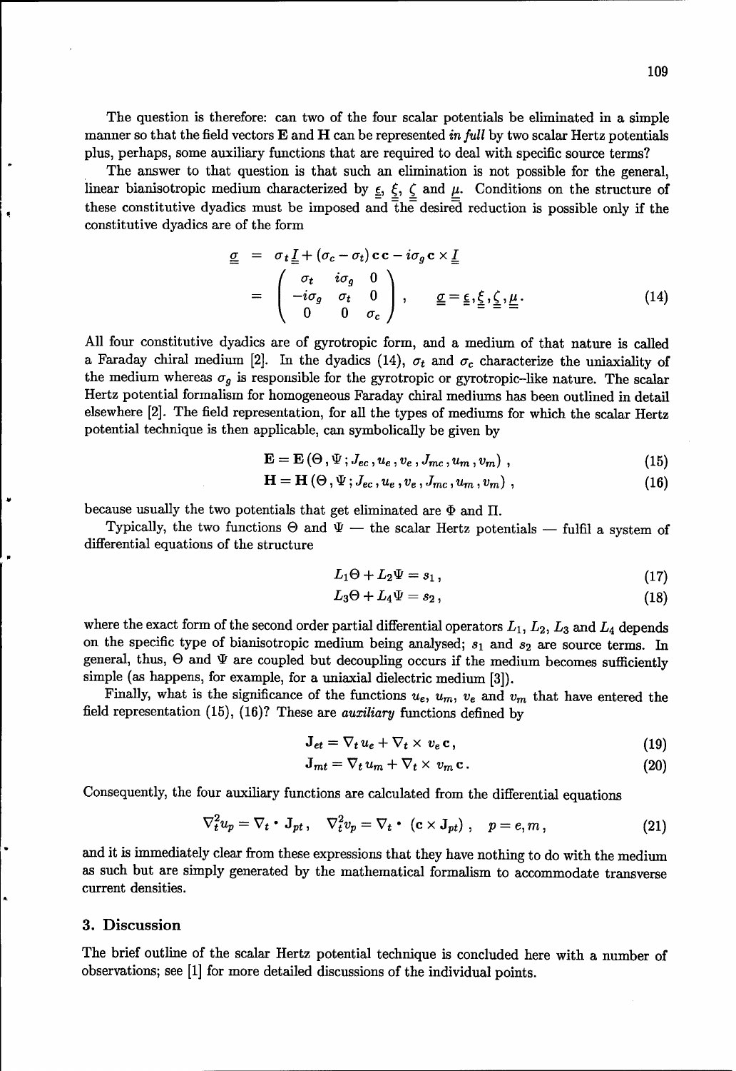The question is therefore: can two of the four scalar potentials be eliminated in a simple manner so that the field vectors **E** and **H** can be represented *in full* by two scalar Hertz potentials plus, perhaps, some auxiliary functions that are required to deal with specific source terms?

The answer to that question is that such an elimination is not possible for the general, linear bianisotropic medium characterized by $\underline{\underline{\epsilon}}$, $\underline{\underline{\xi}}$, $\underline{\underline{\zeta}}$ and $\underline{\underline{\mu}}$. Conditions on the structure of these constitutive dyadics must be imposed and the desired reduction is possible only if the constitutive dyadics are of the form

$$\begin{aligned} \underline{\underline{\sigma}} &= \sigma_t \underline{\underline{I}} + (\sigma_c - \sigma_t)\,\mathbf{c}\,\mathbf{c} - i\sigma_g\,\mathbf{c} \times \underline{\underline{I}} \\ &= \begin{pmatrix} \sigma_t & i\sigma_g & 0 \\ -i\sigma_g & \sigma_t & 0 \\ 0 & 0 & \sigma_c \end{pmatrix}, \qquad \underline{\underline{\sigma}} = \underline{\underline{\epsilon}}, \underline{\underline{\xi}}, \underline{\underline{\zeta}}, \underline{\underline{\mu}}. \end{aligned} \tag{14}$$

All four constitutive dyadics are of gyrotropic form, and a medium of that nature is called a Faraday chiral medium [2]. In the dyadics (14), $\sigma_t$ and $\sigma_c$ characterize the uniaxiality of the medium whereas $\sigma_g$ is responsible for the gyrotropic or gyrotropic–like nature. The scalar Hertz potential formalism for homogeneous Faraday chiral mediums has been outlined in detail elsewhere [2]. The field representation, for all the types of mediums for which the scalar Hertz potential technique is then applicable, can symbolically be given by

$$\mathbf{E} = \mathbf{E}\left(\Theta, \Psi; J_{ec}, u_e, v_e, J_{mc}, u_m, v_m\right), \tag{15}$$

$$\mathbf{H} = \mathbf{H}\left(\Theta, \Psi; J_{ec}, u_e, v_e, J_{mc}, u_m, v_m\right), \tag{16}$$

because usually the two potentials that get eliminated are $\Phi$ and $\Pi$.

Typically, the two functions $\Theta$ and $\Psi$ — the scalar Hertz potentials — fulfil a system of differential equations of the structure

$$L_1\Theta + L_2\Psi = s_1, \tag{17}$$

$$L_3\Theta + L_4\Psi = s_2, \tag{18}$$

where the exact form of the second order partial differential operators $L_1$, $L_2$, $L_3$ and $L_4$ depends on the specific type of bianisotropic medium being analysed; $s_1$ and $s_2$ are source terms. In general, thus, $\Theta$ and $\Psi$ are coupled but decoupling occurs if the medium becomes sufficiently simple (as happens, for example, for a uniaxial dielectric medium [3]).

Finally, what is the significance of the functions $u_e$, $u_m$, $v_e$ and $v_m$ that have entered the field representation (15), (16)? These are *auxiliary* functions defined by

$$\mathbf{J}_{et} = \nabla_t u_e + \nabla_t \times v_e\,\mathbf{c}, \tag{19}$$

$$\mathbf{J}_{mt} = \nabla_t u_m + \nabla_t \times v_m\,\mathbf{c}. \tag{20}$$

Consequently, the four auxiliary functions are calculated from the differential equations

$$\nabla_t^2 u_p = \nabla_t \cdot \mathbf{J}_{pt}, \quad \nabla_t^2 v_p = \nabla_t \cdot (\mathbf{c} \times \mathbf{J}_{pt}), \quad p = e, m, \tag{21}$$

and it is immediately clear from these expressions that they have nothing to do with the medium as such but are simply generated by the mathematical formalism to accommodate transverse current densities.

## 3. Discussion

The brief outline of the scalar Hertz potential technique is concluded here with a number of observations; see [1] for more detailed discussions of the individual points.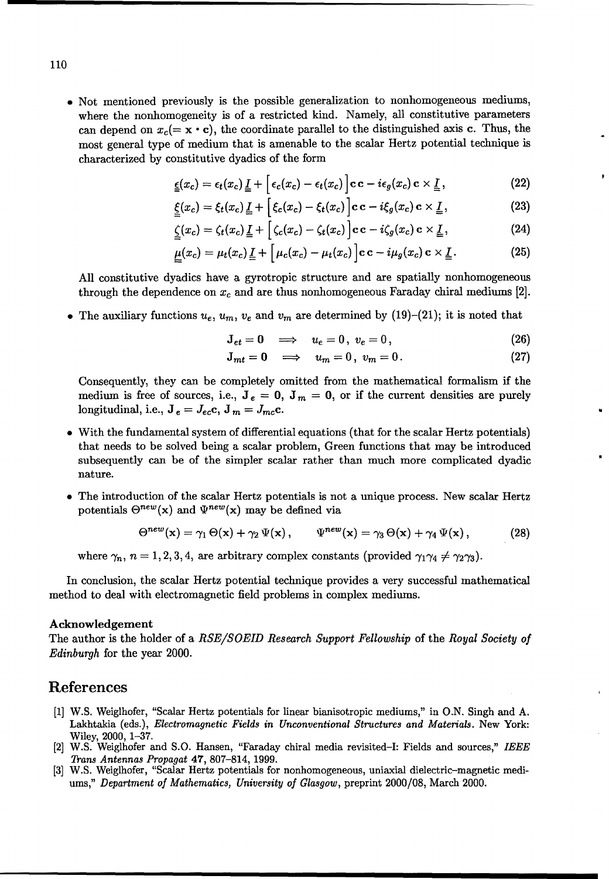- Not mentioned previously is the possible generalization to nonhomogeneous mediums, where the nonhomogeneity is of a restricted kind. Namely, all constitutive parameters can depend on $x_c (= \mathbf{x} \cdot \mathbf{c})$, the coordinate parallel to the distinguished axis $\mathbf{c}$. Thus, the most general type of medium that is amenable to the scalar Hertz potential technique is characterized by constitutive dyadics of the form

$$\underline{\underline{\epsilon}}(x_c) = \epsilon_t(x_c)\,\underline{\underline{I}} + \Big[\epsilon_c(x_c) - \epsilon_t(x_c)\Big]\mathbf{c}\,\mathbf{c} - i\epsilon_g(x_c)\,\mathbf{c} \times \underline{\underline{I}}, \tag{22}$$

$$\underline{\underline{\xi}}(x_c) = \xi_t(x_c)\,\underline{\underline{I}} + \Big[\xi_c(x_c) - \xi_t(x_c)\Big]\mathbf{c}\,\mathbf{c} - i\xi_g(x_c)\,\mathbf{c} \times \underline{\underline{I}}, \tag{23}$$

$$\underline{\underline{\zeta}}(x_c) = \zeta_t(x_c)\,\underline{\underline{I}} + \Big[\zeta_c(x_c) - \zeta_t(x_c)\Big]\mathbf{c}\,\mathbf{c} - i\zeta_g(x_c)\,\mathbf{c} \times \underline{\underline{I}}, \tag{24}$$

$$\underline{\underline{\mu}}(x_c) = \mu_t(x_c)\,\underline{\underline{I}} + \Big[\mu_c(x_c) - \mu_t(x_c)\Big]\mathbf{c}\,\mathbf{c} - i\mu_g(x_c)\,\mathbf{c} \times \underline{\underline{I}}. \tag{25}$$

  All constitutive dyadics have a gyrotropic structure and are spatially nonhomogeneous through the dependence on $x_c$ and are thus nonhomogeneous Faraday chiral mediums [2].

- The auxiliary functions $u_e$, $u_m$, $v_e$ and $v_m$ are determined by (19)–(21); it is noted that

$$\mathbf{J}_{et} = \mathbf{0} \quad \Longrightarrow \quad u_e = 0\,,\; v_e = 0\,, \tag{26}$$

$$\mathbf{J}_{mt} = \mathbf{0} \quad \Longrightarrow \quad u_m = 0\,,\; v_m = 0\,. \tag{27}$$

  Consequently, they can be completely omitted from the mathematical formalism if the medium is free of sources, i.e., $\mathbf{J}_e = \mathbf{0}$, $\mathbf{J}_m = \mathbf{0}$, or if the current densities are purely longitudinal, i.e., $\mathbf{J}_e = J_{ec}\mathbf{c}$, $\mathbf{J}_m = J_{mc}\mathbf{c}$.

- With the fundamental system of differential equations (that for the scalar Hertz potentials) that needs to be solved being a scalar problem, Green functions that may be introduced subsequently can be of the simpler scalar rather than much more complicated dyadic nature.

- The introduction of the scalar Hertz potentials is not a unique process. New scalar Hertz potentials $\Theta^{new}(\mathbf{x})$ and $\Psi^{new}(\mathbf{x})$ may be defined via

$$\Theta^{new}(\mathbf{x}) = \gamma_1\,\Theta(\mathbf{x}) + \gamma_2\,\Psi(\mathbf{x})\,, \qquad \Psi^{new}(\mathbf{x}) = \gamma_3\,\Theta(\mathbf{x}) + \gamma_4\,\Psi(\mathbf{x})\,, \tag{28}$$

  where $\gamma_n$, $n = 1, 2, 3, 4$, are arbitrary complex constants (provided $\gamma_1\gamma_4 \neq \gamma_2\gamma_3$).

In conclusion, the scalar Hertz potential technique provides a very successful mathematical method to deal with electromagnetic field problems in complex mediums.

#### Acknowledgement

The author is the holder of a *RSE/SOEID Research Support Fellowship* of the *Royal Society of Edinburgh* for the year 2000.

## References

[1] W.S. Weiglhofer, "Scalar Hertz potentials for linear bianisotropic mediums," in O.N. Singh and A. Lakhtakia (eds.), *Electromagnetic Fields in Unconventional Structures and Materials*. New York: Wiley, 2000, 1–37.

[2] W.S. Weiglhofer and S.O. Hansen, "Faraday chiral media revisited–I: Fields and sources," *IEEE Trans Antennas Propagat* **47**, 807–814, 1999.

[3] W.S. Weiglhofer, "Scalar Hertz potentials for nonhomogeneous, uniaxial dielectric–magnetic mediums," *Department of Mathematics, University of Glasgow*, preprint 2000/08, March 2000.